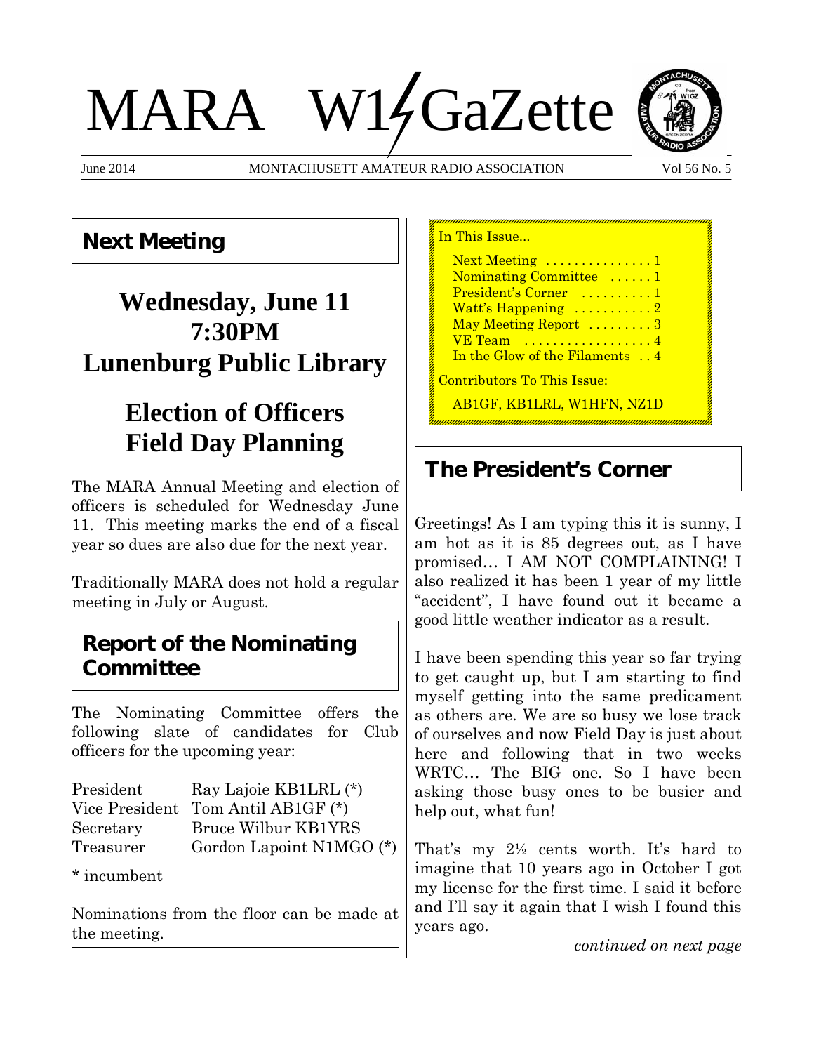# MARA W1GaZette

June 2014 MONTACHUSETT AMATEUR RADIO ASSOCIATION Vol 56 No. 5

## Next Meeting

**Wednesday, June 11**
**7:30PM**
**Lunenburg Public Library**

**Election of Officers**
**Field Day Planning**

The MARA Annual Meeting and election of officers is scheduled for Wednesday June 11. This meeting marks the end of a fiscal year so dues are also due for the next year.

Traditionally MARA does not hold a regular meeting in July or August.

## Report of the Nominating Committee

The Nominating Committee offers the following slate of candidates for Club officers for the upcoming year:

| | |
|---|---|
| President | Ray Lajoie KB1LRL (*) |
| Vice President | Tom Antil AB1GF (*) |
| Secretary | Bruce Wilbur KB1YRS |
| Treasurer | Gordon Lapoint N1MGO (*) |

\* incumbent

Nominations from the floor can be made at the meeting.

In This Issue...

- Next Meeting . . . . . . . . . . . . . . 1
- Nominating Committee . . . . . . 1
- President's Corner . . . . . . . . . . 1
- Watt's Happening . . . . . . . . . . . 2
- May Meeting Report . . . . . . . . . 3
- VE Team . . . . . . . . . . . . . . . . . . 4
- In the Glow of the Filaments . . 4

Contributors To This Issue:

AB1GF, KB1LRL, W1HFN, NZ1D

## The President's Corner

Greetings! As I am typing this it is sunny, I am hot as it is 85 degrees out, as I have promised… I AM NOT COMPLAINING! I also realized it has been 1 year of my little "accident", I have found out it became a good little weather indicator as a result.

I have been spending this year so far trying to get caught up, but I am starting to find myself getting into the same predicament as others are. We are so busy we lose track of ourselves and now Field Day is just about here and following that in two weeks WRTC… The BIG one. So I have been asking those busy ones to be busier and help out, what fun!

That's my 2½ cents worth. It's hard to imagine that 10 years ago in October I got my license for the first time. I said it before and I'll say it again that I wish I found this years ago.

*continued on next page*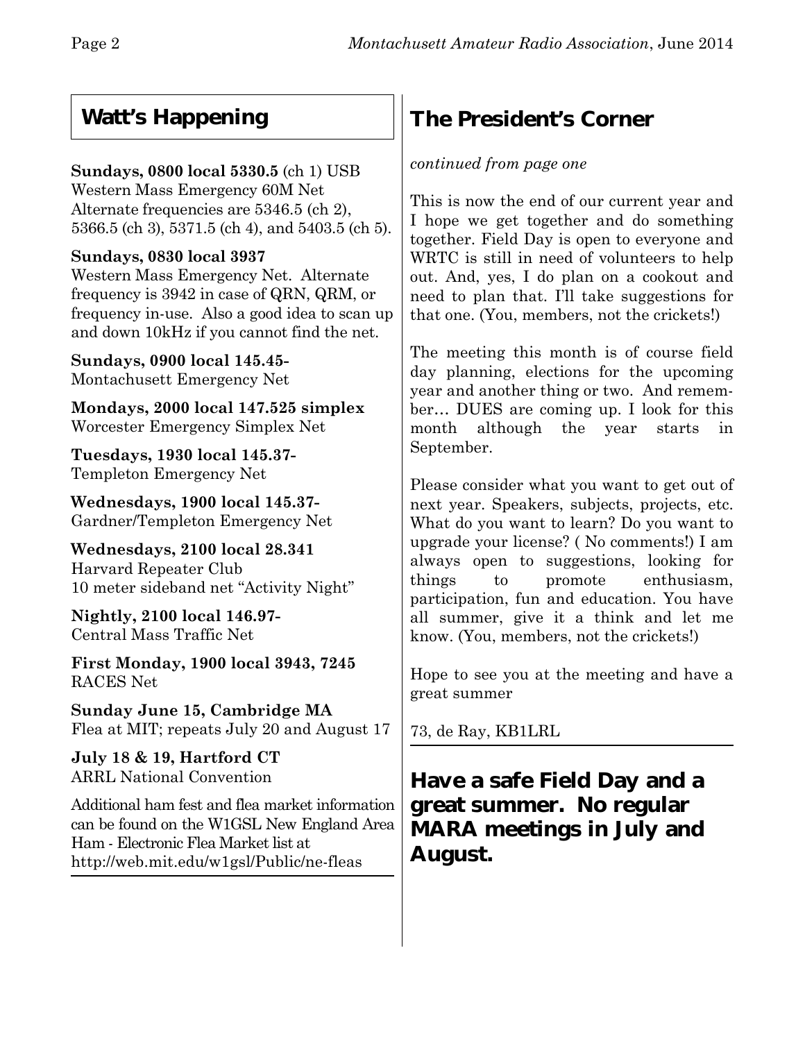## Watt's Happening

**Sundays, 0800 local 5330.5** (ch 1) USB
Western Mass Emergency 60M Net
Alternate frequencies are 5346.5 (ch 2), 5366.5 (ch 3), 5371.5 (ch 4), and 5403.5 (ch 5).

**Sundays, 0830 local 3937**
Western Mass Emergency Net. Alternate frequency is 3942 in case of QRN, QRM, or frequency in-use. Also a good idea to scan up and down 10kHz if you cannot find the net.

**Sundays, 0900 local 145.45-**
Montachusett Emergency Net

**Mondays, 2000 local 147.525 simplex**
Worcester Emergency Simplex Net

**Tuesdays, 1930 local 145.37-**
Templeton Emergency Net

**Wednesdays, 1900 local 145.37-**
Gardner/Templeton Emergency Net

**Wednesdays, 2100 local 28.341**
Harvard Repeater Club
10 meter sideband net "Activity Night"

**Nightly, 2100 local 146.97-**
Central Mass Traffic Net

**First Monday, 1900 local 3943, 7245**
RACES Net

**Sunday June 15, Cambridge MA**
Flea at MIT; repeats July 20 and August 17

**July 18 & 19, Hartford CT**
ARRL National Convention

Additional ham fest and flea market information can be found on the W1GSL New England Area Ham - Electronic Flea Market list at http://web.mit.edu/w1gsl/Public/ne-fleas

## The President's Corner

*continued from page one*

This is now the end of our current year and I hope we get together and do something together. Field Day is open to everyone and WRTC is still in need of volunteers to help out. And, yes, I do plan on a cookout and need to plan that. I'll take suggestions for that one. (You, members, not the crickets!)

The meeting this month is of course field day planning, elections for the upcoming year and another thing or two. And remember… DUES are coming up. I look for this month although the year starts in September.

Please consider what you want to get out of next year. Speakers, subjects, projects, etc. What do you want to learn? Do you want to upgrade your license? ( No comments!) I am always open to suggestions, looking for things to promote enthusiasm, participation, fun and education. You have all summer, give it a think and let me know. (You, members, not the crickets!)

Hope to see you at the meeting and have a great summer

73, de Ray, KB1LRL

**Have a safe Field Day and a great summer. No regular MARA meetings in July and August.**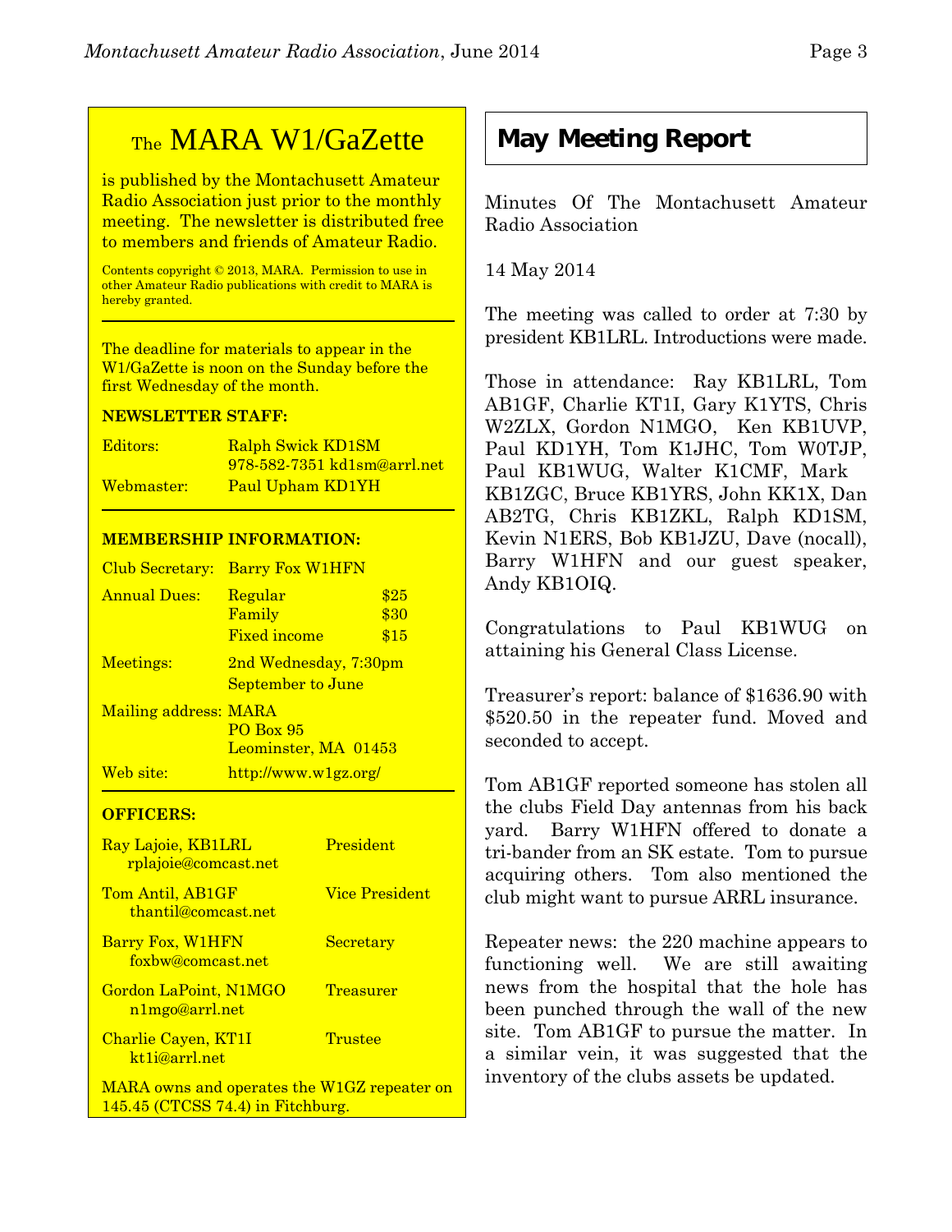## The MARA W1/GaZette

is published by the Montachusett Amateur Radio Association just prior to the monthly meeting. The newsletter is distributed free to members and friends of Amateur Radio.

Contents copyright © 2013, MARA. Permission to use in other Amateur Radio publications with credit to MARA is hereby granted.

The deadline for materials to appear in the W1/GaZette is noon on the Sunday before the first Wednesday of the month.

**NEWSLETTER STAFF:**

| | |
|---|---|
| Editors: | Ralph Swick KD1SM 978-582-7351 kd1sm@arrl.net |
| Webmaster: | Paul Upham KD1YH |

**MEMBERSHIP INFORMATION:**

| | | |
|---|---|---|
| Club Secretary: | Barry Fox W1HFN | |
| Annual Dues: | Regular | $25 |
| | Family | $30 |
| | Fixed income | $15 |
| Meetings: | 2nd Wednesday, 7:30pm September to June | |
| Mailing address: | MARA PO Box 95 Leominster, MA 01453 | |
| Web site: | http://www.w1gz.org/ | |

**OFFICERS:**

| | |
|---|---|
| Ray Lajoie, KB1LRL rplajoie@comcast.net | President |
| Tom Antil, AB1GF thantil@comcast.net | Vice President |
| Barry Fox, W1HFN foxbw@comcast.net | Secretary |
| Gordon LaPoint, N1MGO n1mgo@arrl.net | Treasurer |
| Charlie Cayen, KT1I kt1i@arrl.net | Trustee |

MARA owns and operates the W1GZ repeater on 145.45 (CTCSS 74.4) in Fitchburg.

## May Meeting Report

Minutes Of The Montachusett Amateur Radio Association

14 May 2014

The meeting was called to order at 7:30 by president KB1LRL. Introductions were made.

Those in attendance: Ray KB1LRL, Tom AB1GF, Charlie KT1I, Gary K1YTS, Chris W2ZLX, Gordon N1MGO, Ken KB1UVP, Paul KD1YH, Tom K1JHC, Tom W0TJP, Paul KB1WUG, Walter K1CMF, Mark KB1ZGC, Bruce KB1YRS, John KK1X, Dan AB2TG, Chris KB1ZKL, Ralph KD1SM, Kevin N1ERS, Bob KB1JZU, Dave (nocall), Barry W1HFN and our guest speaker, Andy KB1OIQ.

Congratulations to Paul KB1WUG on attaining his General Class License.

Treasurer's report: balance of $1636.90 with $520.50 in the repeater fund. Moved and seconded to accept.

Tom AB1GF reported someone has stolen all the clubs Field Day antennas from his back yard. Barry W1HFN offered to donate a tri-bander from an SK estate. Tom to pursue acquiring others. Tom also mentioned the club might want to pursue ARRL insurance.

Repeater news: the 220 machine appears to functioning well. We are still awaiting news from the hospital that the hole has been punched through the wall of the new site. Tom AB1GF to pursue the matter. In a similar vein, it was suggested that the inventory of the clubs assets be updated.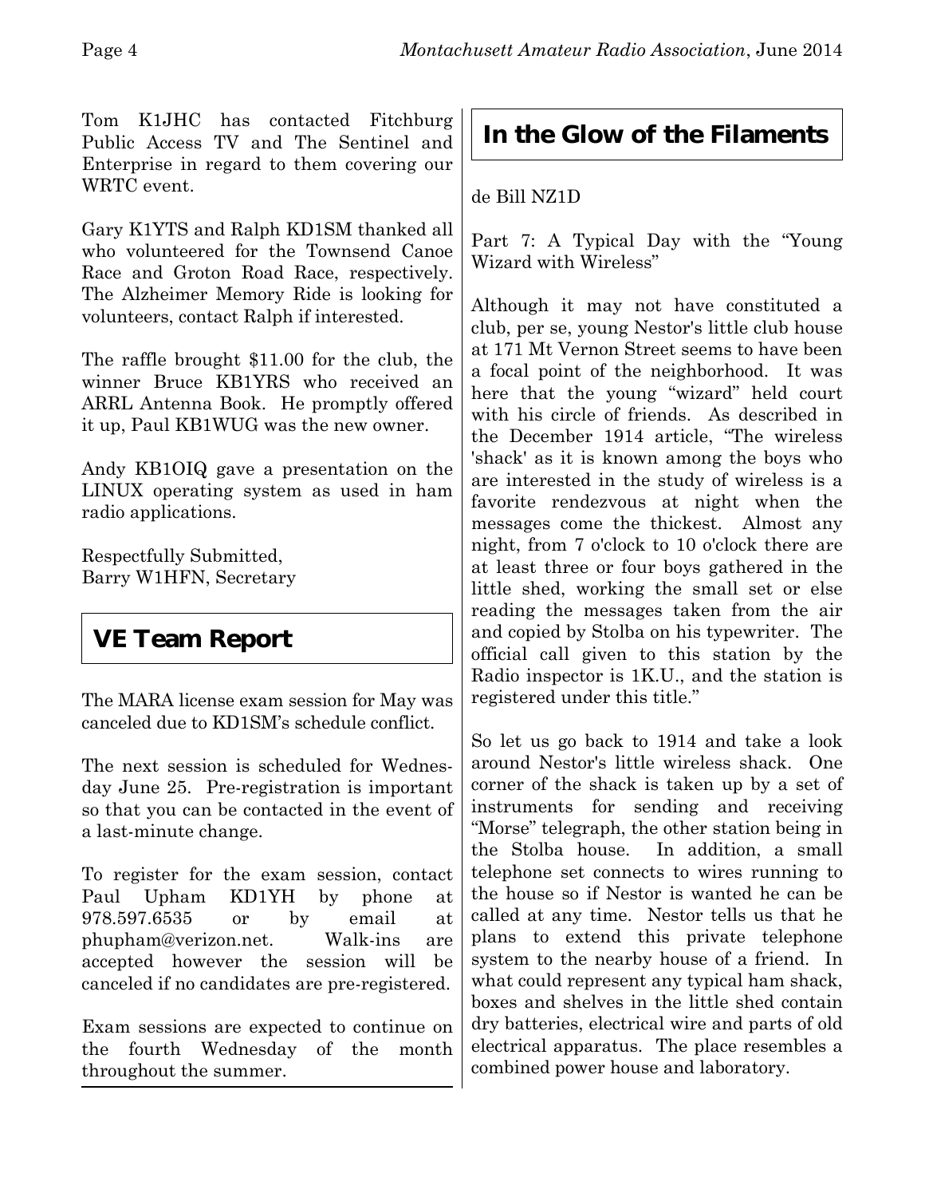Tom K1JHC has contacted Fitchburg Public Access TV and The Sentinel and Enterprise in regard to them covering our WRTC event.

Gary K1YTS and Ralph KD1SM thanked all who volunteered for the Townsend Canoe Race and Groton Road Race, respectively. The Alzheimer Memory Ride is looking for volunteers, contact Ralph if interested.

The raffle brought $11.00 for the club, the winner Bruce KB1YRS who received an ARRL Antenna Book. He promptly offered it up, Paul KB1WUG was the new owner.

Andy KB1OIQ gave a presentation on the LINUX operating system as used in ham radio applications.

Respectfully Submitted,
Barry W1HFN, Secretary

## VE Team Report

The MARA license exam session for May was canceled due to KD1SM's schedule conflict.

The next session is scheduled for Wednesday June 25. Pre-registration is important so that you can be contacted in the event of a last-minute change.

To register for the exam session, contact Paul Upham KD1YH by phone at 978.597.6535 or by email at phupham@verizon.net. Walk-ins are accepted however the session will be canceled if no candidates are pre-registered.

Exam sessions are expected to continue on the fourth Wednesday of the month throughout the summer.

## In the Glow of the Filaments

de Bill NZ1D

Part 7: A Typical Day with the "Young Wizard with Wireless"

Although it may not have constituted a club, per se, young Nestor's little club house at 171 Mt Vernon Street seems to have been a focal point of the neighborhood. It was here that the young "wizard" held court with his circle of friends. As described in the December 1914 article, "The wireless 'shack' as it is known among the boys who are interested in the study of wireless is a favorite rendezvous at night when the messages come the thickest. Almost any night, from 7 o'clock to 10 o'clock there are at least three or four boys gathered in the little shed, working the small set or else reading the messages taken from the air and copied by Stolba on his typewriter. The official call given to this station by the Radio inspector is 1K.U., and the station is registered under this title."

So let us go back to 1914 and take a look around Nestor's little wireless shack. One corner of the shack is taken up by a set of instruments for sending and receiving "Morse" telegraph, the other station being in the Stolba house. In addition, a small telephone set connects to wires running to the house so if Nestor is wanted he can be called at any time. Nestor tells us that he plans to extend this private telephone system to the nearby house of a friend. In what could represent any typical ham shack, boxes and shelves in the little shed contain dry batteries, electrical wire and parts of old electrical apparatus. The place resembles a combined power house and laboratory.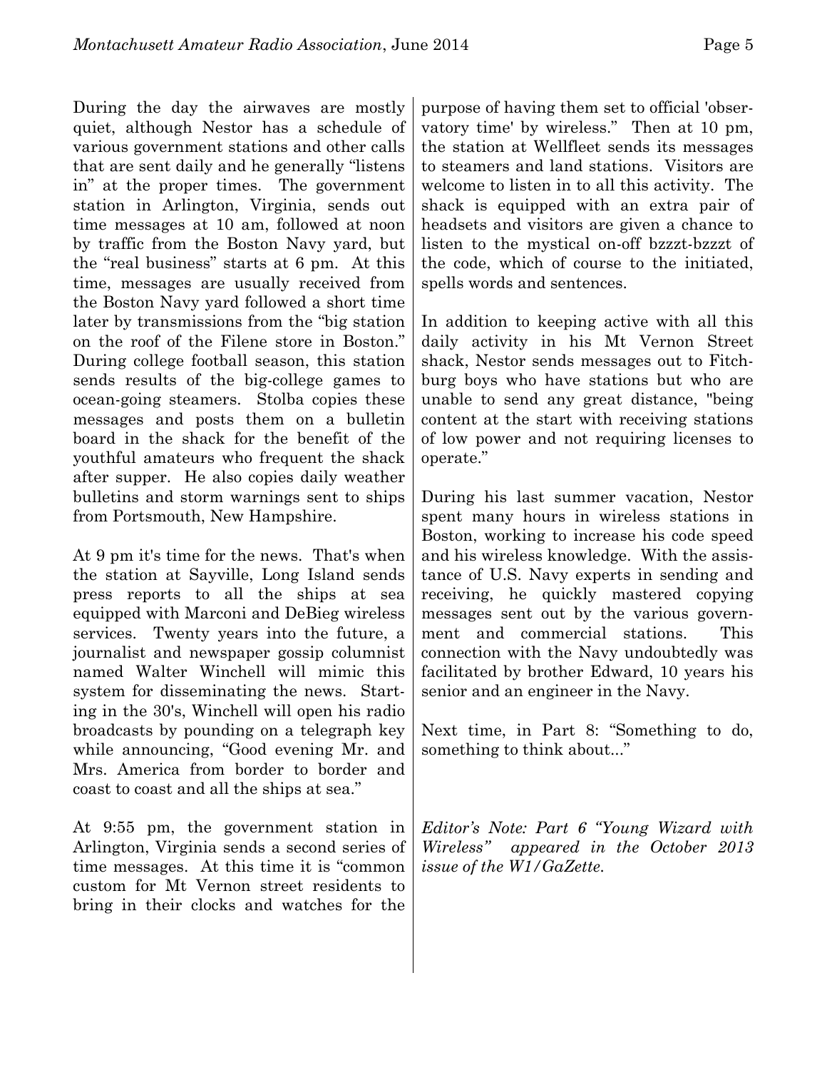During the day the airwaves are mostly quiet, although Nestor has a schedule of various government stations and other calls that are sent daily and he generally "listens in" at the proper times. The government station in Arlington, Virginia, sends out time messages at 10 am, followed at noon by traffic from the Boston Navy yard, but the "real business" starts at 6 pm. At this time, messages are usually received from the Boston Navy yard followed a short time later by transmissions from the "big station on the roof of the Filene store in Boston." During college football season, this station sends results of the big-college games to ocean-going steamers. Stolba copies these messages and posts them on a bulletin board in the shack for the benefit of the youthful amateurs who frequent the shack after supper. He also copies daily weather bulletins and storm warnings sent to ships from Portsmouth, New Hampshire.

At 9 pm it's time for the news. That's when the station at Sayville, Long Island sends press reports to all the ships at sea equipped with Marconi and DeBieg wireless services. Twenty years into the future, a journalist and newspaper gossip columnist named Walter Winchell will mimic this system for disseminating the news. Starting in the 30's, Winchell will open his radio broadcasts by pounding on a telegraph key while announcing, "Good evening Mr. and Mrs. America from border to border and coast to coast and all the ships at sea."

At 9:55 pm, the government station in Arlington, Virginia sends a second series of time messages. At this time it is "common custom for Mt Vernon street residents to bring in their clocks and watches for the purpose of having them set to official 'observatory time' by wireless." Then at 10 pm, the station at Wellfleet sends its messages to steamers and land stations. Visitors are welcome to listen in to all this activity. The shack is equipped with an extra pair of headsets and visitors are given a chance to listen to the mystical on-off bzzzt-bzzzt of the code, which of course to the initiated, spells words and sentences.

In addition to keeping active with all this daily activity in his Mt Vernon Street shack, Nestor sends messages out to Fitchburg boys who have stations but who are unable to send any great distance, "being content at the start with receiving stations of low power and not requiring licenses to operate."

During his last summer vacation, Nestor spent many hours in wireless stations in Boston, working to increase his code speed and his wireless knowledge. With the assistance of U.S. Navy experts in sending and receiving, he quickly mastered copying messages sent out by the various government and commercial stations. This connection with the Navy undoubtedly was facilitated by brother Edward, 10 years his senior and an engineer in the Navy.

Next time, in Part 8: "Something to do, something to think about..."

*Editor's Note: Part 6 "Young Wizard with Wireless" appeared in the October 2013 issue of the W1/GaZette.*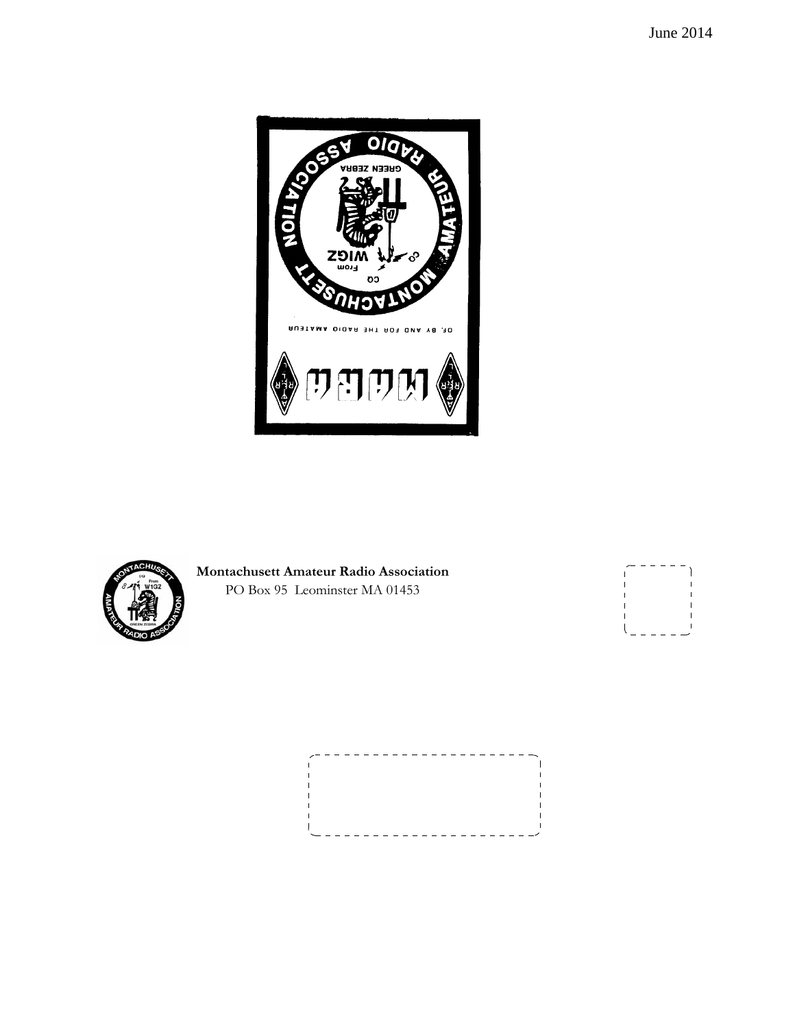Montachusett Amateur Radio Association

OF, BY AND FOR THE RADIO AMATEUR

**Montachusett Amateur Radio Association**

PO Box 95 Leominster MA 01453